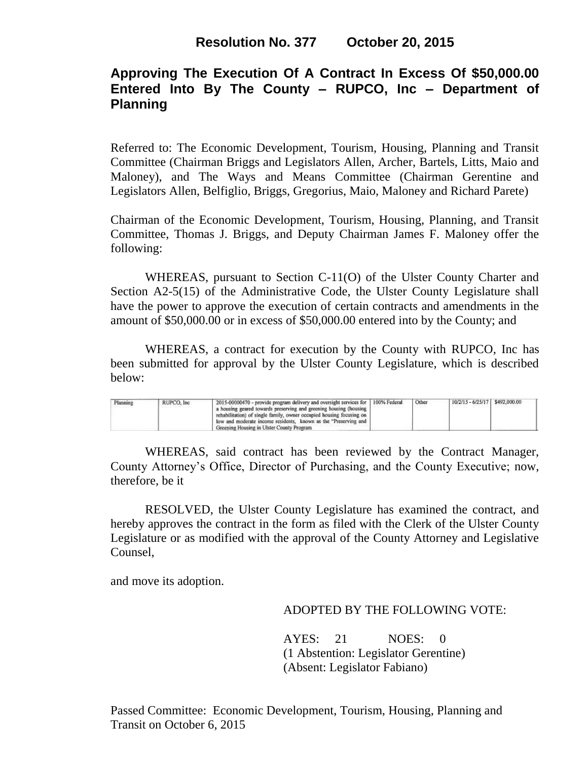# Resolution No. 377 October 20, 2015

## Approving The Execution Of A Contract In Excess Of $50,000.00 Entered Into By The County – RUPCO, Inc – Department of Planning

Referred to: The Economic Development, Tourism, Housing, Planning and Transit Committee (Chairman Briggs and Legislators Allen, Archer, Bartels, Litts, Maio and Maloney), and The Ways and Means Committee (Chairman Gerentine and Legislators Allen, Belfiglio, Briggs, Gregorius, Maio, Maloney and Richard Parete)

Chairman of the Economic Development, Tourism, Housing, Planning, and Transit Committee, Thomas J. Briggs, and Deputy Chairman James F. Maloney offer the following:

WHEREAS, pursuant to Section C-11(O) of the Ulster County Charter and Section A2-5(15) of the Administrative Code, the Ulster County Legislature shall have the power to approve the execution of certain contracts and amendments in the amount of $50,000.00 or in excess of $50,000.00 entered into by the County; and

WHEREAS, a contract for execution by the County with RUPCO, Inc has been submitted for approval by the Ulster County Legislature, which is described below:

| | | | | | | |
|---|---|---|---|---|---|---|
| Planning | RUPCO, Inc | 2015-00000470 - provide program delivery and oversight services for a housing geared towards preserving and greening housing (housing rehabilitation) of single family, owner occupied housing focusing on low and moderate income residents, known as the "Preserving and Greening Housing in Ulster County Program | 100% Federal | Other | 10/2/15 - 6/25/17 | $492,000.00 |

WHEREAS, said contract has been reviewed by the Contract Manager, County Attorney's Office, Director of Purchasing, and the County Executive; now, therefore, be it

RESOLVED, the Ulster County Legislature has examined the contract, and hereby approves the contract in the form as filed with the Clerk of the Ulster County Legislature or as modified with the approval of the County Attorney and Legislative Counsel,

and move its adoption.

ADOPTED BY THE FOLLOWING VOTE:

AYES: 21 NOES: 0
(1 Abstention: Legislator Gerentine)
(Absent: Legislator Fabiano)

Passed Committee: Economic Development, Tourism, Housing, Planning and Transit on October 6, 2015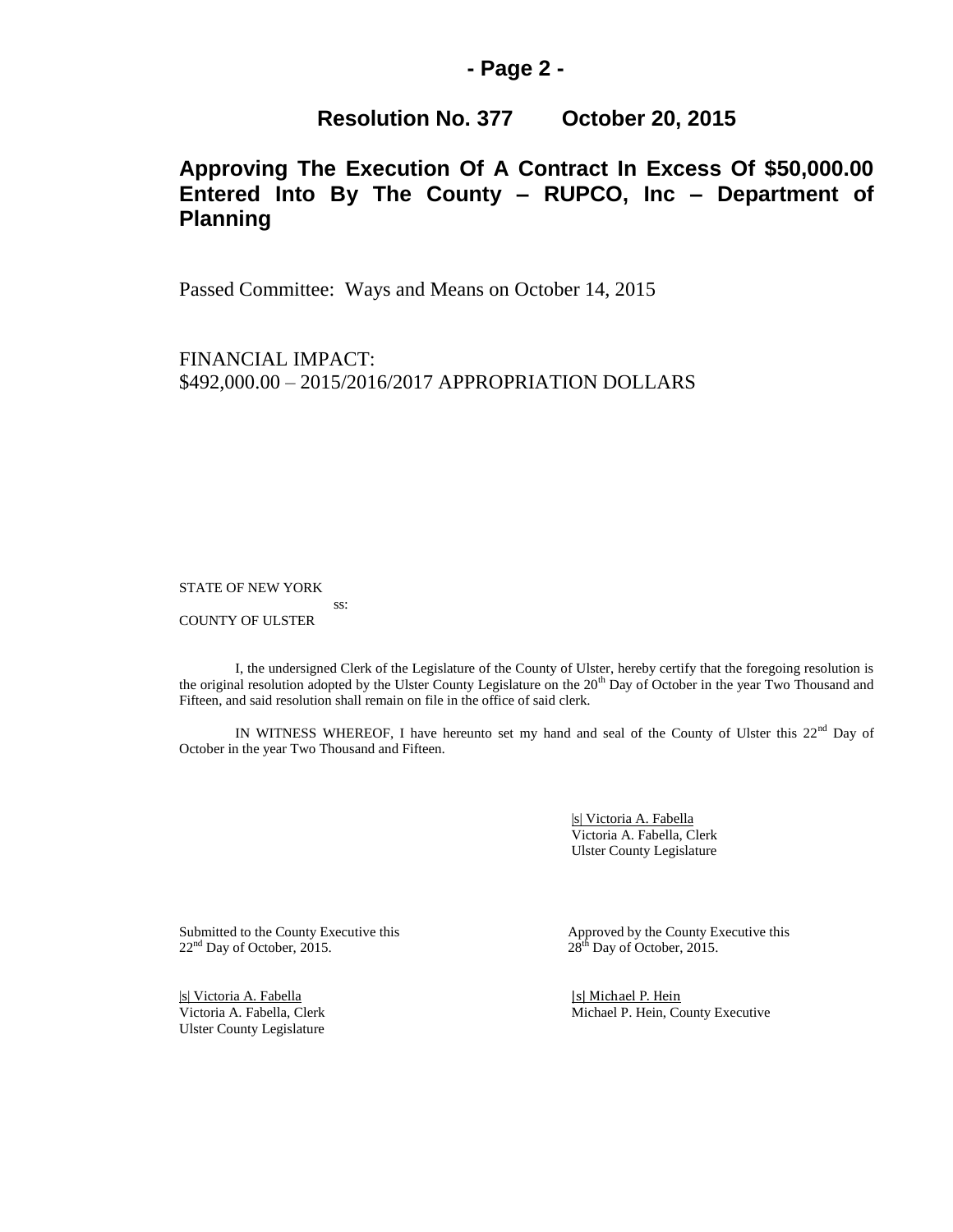## Resolution No. 377 October 20, 2015

## Approving The Execution Of A Contract In Excess Of $50,000.00 Entered Into By The County – RUPCO, Inc – Department of Planning

Passed Committee: Ways and Means on October 14, 2015

FINANCIAL IMPACT:
$492,000.00 – 2015/2016/2017 APPROPRIATION DOLLARS

STATE OF NEW YORK
ss:
COUNTY OF ULSTER

I, the undersigned Clerk of the Legislature of the County of Ulster, hereby certify that the foregoing resolution is the original resolution adopted by the Ulster County Legislature on the 20th Day of October in the year Two Thousand and Fifteen, and said resolution shall remain on file in the office of said clerk.

IN WITNESS WHEREOF, I have hereunto set my hand and seal of the County of Ulster this 22nd Day of October in the year Two Thousand and Fifteen.

|s| Victoria A. Fabella
Victoria A. Fabella, Clerk
Ulster County Legislature

Submitted to the County Executive this 22nd Day of October, 2015.

|s| Victoria A. Fabella
Victoria A. Fabella, Clerk
Ulster County Legislature

Approved by the County Executive this 28th Day of October, 2015.

|s| Michael P. Hein
Michael P. Hein, County Executive